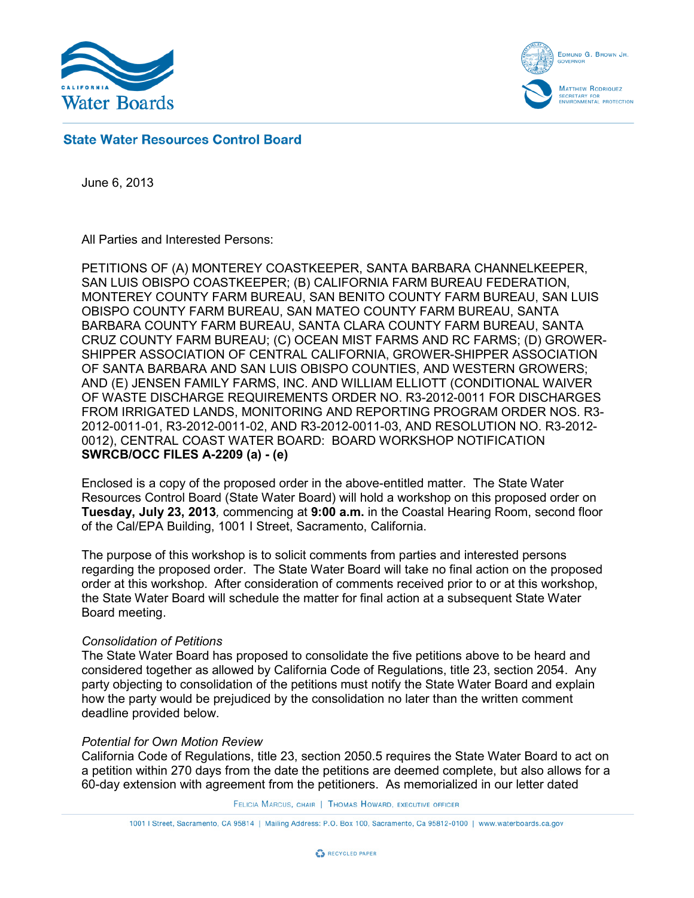State Water Resources Control Board

June 6, 2013

All Parties and Interested Persons:

PETITIONS OF (A) MONTEREY COASTKEEPER, SANTA BARBARA CHANNELKEEPER, SAN LUIS OBISPO COASTKEEPER; (B) CALIFORNIA FARM BUREAU FEDERATION, MONTEREY COUNTY FARM BUREAU, SAN BENITO COUNTY FARM BUREAU, SAN LUIS OBISPO COUNTY FARM BUREAU, SAN MATEO COUNTY FARM BUREAU, SANTA BARBARA COUNTY FARM BUREAU, SANTA CLARA COUNTY FARM BUREAU, SANTA CRUZ COUNTY FARM BUREAU; (C) OCEAN MIST FARMS AND RC FARMS; (D) GROWER-SHIPPER ASSOCIATION OF CENTRAL CALIFORNIA, GROWER-SHIPPER ASSOCIATION OF SANTA BARBARA AND SAN LUIS OBISPO COUNTIES, AND WESTERN GROWERS; AND (E) JENSEN FAMILY FARMS, INC. AND WILLIAM ELLIOTT (CONDITIONAL WAIVER OF WASTE DISCHARGE REQUIREMENTS ORDER NO. R3-2012-0011 FOR DISCHARGES FROM IRRIGATED LANDS, MONITORING AND REPORTING PROGRAM ORDER NOS. R3-2012-0011-01, R3-2012-0011-02, AND R3-2012-0011-03, AND RESOLUTION NO. R3-2012-0012), CENTRAL COAST WATER BOARD: BOARD WORKSHOP NOTIFICATION
**SWRCB/OCC FILES A-2209 (a) - (e)**

Enclosed is a copy of the proposed order in the above-entitled matter. The State Water Resources Control Board (State Water Board) will hold a workshop on this proposed order on **Tuesday, July 23, 2013**, commencing at **9:00 a.m.** in the Coastal Hearing Room, second floor of the Cal/EPA Building, 1001 I Street, Sacramento, California.

The purpose of this workshop is to solicit comments from parties and interested persons regarding the proposed order. The State Water Board will take no final action on the proposed order at this workshop. After consideration of comments received prior to or at this workshop, the State Water Board will schedule the matter for final action at a subsequent State Water Board meeting.

*Consolidation of Petitions*
The State Water Board has proposed to consolidate the five petitions above to be heard and considered together as allowed by California Code of Regulations, title 23, section 2054. Any party objecting to consolidation of the petitions must notify the State Water Board and explain how the party would be prejudiced by the consolidation no later than the written comment deadline provided below.

*Potential for Own Motion Review*
California Code of Regulations, title 23, section 2050.5 requires the State Water Board to act on a petition within 270 days from the date the petitions are deemed complete, but also allows for a 60-day extension with agreement from the petitioners. As memorialized in our letter dated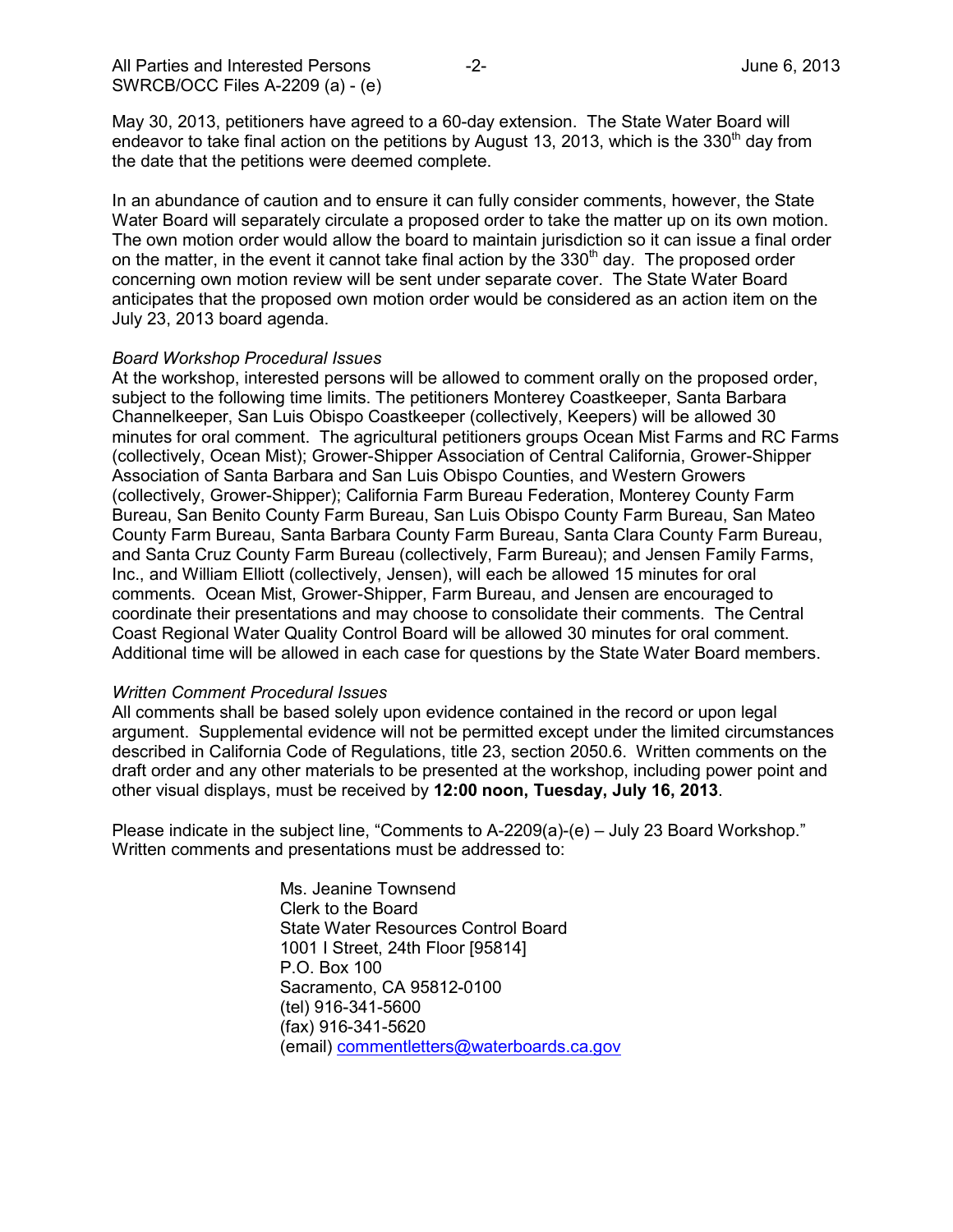May 30, 2013, petitioners have agreed to a 60-day extension. The State Water Board will endeavor to take final action on the petitions by August 13, 2013, which is the 330th day from the date that the petitions were deemed complete.

In an abundance of caution and to ensure it can fully consider comments, however, the State Water Board will separately circulate a proposed order to take the matter up on its own motion. The own motion order would allow the board to maintain jurisdiction so it can issue a final order on the matter, in the event it cannot take final action by the 330th day. The proposed order concerning own motion review will be sent under separate cover. The State Water Board anticipates that the proposed own motion order would be considered as an action item on the July 23, 2013 board agenda.

*Board Workshop Procedural Issues*
At the workshop, interested persons will be allowed to comment orally on the proposed order, subject to the following time limits. The petitioners Monterey Coastkeeper, Santa Barbara Channelkeeper, San Luis Obispo Coastkeeper (collectively, Keepers) will be allowed 30 minutes for oral comment. The agricultural petitioners groups Ocean Mist Farms and RC Farms (collectively, Ocean Mist); Grower-Shipper Association of Central California, Grower-Shipper Association of Santa Barbara and San Luis Obispo Counties, and Western Growers (collectively, Grower-Shipper); California Farm Bureau Federation, Monterey County Farm Bureau, San Benito County Farm Bureau, San Luis Obispo County Farm Bureau, San Mateo County Farm Bureau, Santa Barbara County Farm Bureau, Santa Clara County Farm Bureau, and Santa Cruz County Farm Bureau (collectively, Farm Bureau); and Jensen Family Farms, Inc., and William Elliott (collectively, Jensen), will each be allowed 15 minutes for oral comments. Ocean Mist, Grower-Shipper, Farm Bureau, and Jensen are encouraged to coordinate their presentations and may choose to consolidate their comments. The Central Coast Regional Water Quality Control Board will be allowed 30 minutes for oral comment. Additional time will be allowed in each case for questions by the State Water Board members.

*Written Comment Procedural Issues*
All comments shall be based solely upon evidence contained in the record or upon legal argument. Supplemental evidence will not be permitted except under the limited circumstances described in California Code of Regulations, title 23, section 2050.6. Written comments on the draft order and any other materials to be presented at the workshop, including power point and other visual displays, must be received by **12:00 noon, Tuesday, July 16, 2013**.

Please indicate in the subject line, "Comments to A-2209(a)-(e) – July 23 Board Workshop." Written comments and presentations must be addressed to:

Ms. Jeanine Townsend
Clerk to the Board
State Water Resources Control Board
1001 I Street, 24th Floor [95814]
P.O. Box 100
Sacramento, CA 95812-0100
(tel) 916-341-5600
(fax) 916-341-5620
(email) commentletters@waterboards.ca.gov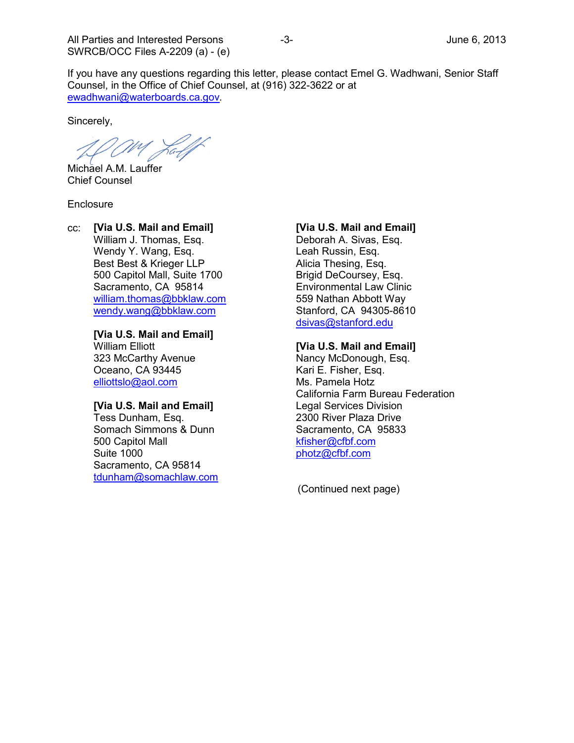If you have any questions regarding this letter, please contact Emel G. Wadhwani, Senior Staff Counsel, in the Office of Chief Counsel, at (916) 322-3622 or at ewadhwani@waterboards.ca.gov.

Sincerely,

Michael A.M. Lauffer
Chief Counsel

Enclosure

cc:

**[Via U.S. Mail and Email]**
William J. Thomas, Esq.
Wendy Y. Wang, Esq.
Best Best & Krieger LLP
500 Capitol Mall, Suite 1700
Sacramento, CA 95814
william.thomas@bbklaw.com
wendy.wang@bbklaw.com

**[Via U.S. Mail and Email]**
William Elliott
323 McCarthy Avenue
Oceano, CA 93445
elliottslo@aol.com

**[Via U.S. Mail and Email]**
Tess Dunham, Esq.
Somach Simmons & Dunn
500 Capitol Mall
Suite 1000
Sacramento, CA 95814
tdunham@somachlaw.com

**[Via U.S. Mail and Email]**
Deborah A. Sivas, Esq.
Leah Russin, Esq.
Alicia Thesing, Esq.
Brigid DeCoursey, Esq.
Environmental Law Clinic
559 Nathan Abbott Way
Stanford, CA 94305-8610
dsivas@stanford.edu

**[Via U.S. Mail and Email]**
Nancy McDonough, Esq.
Kari E. Fisher, Esq.
Ms. Pamela Hotz
California Farm Bureau Federation
Legal Services Division
2300 River Plaza Drive
Sacramento, CA 95833
kfisher@cfbf.com
photz@cfbf.com

(Continued next page)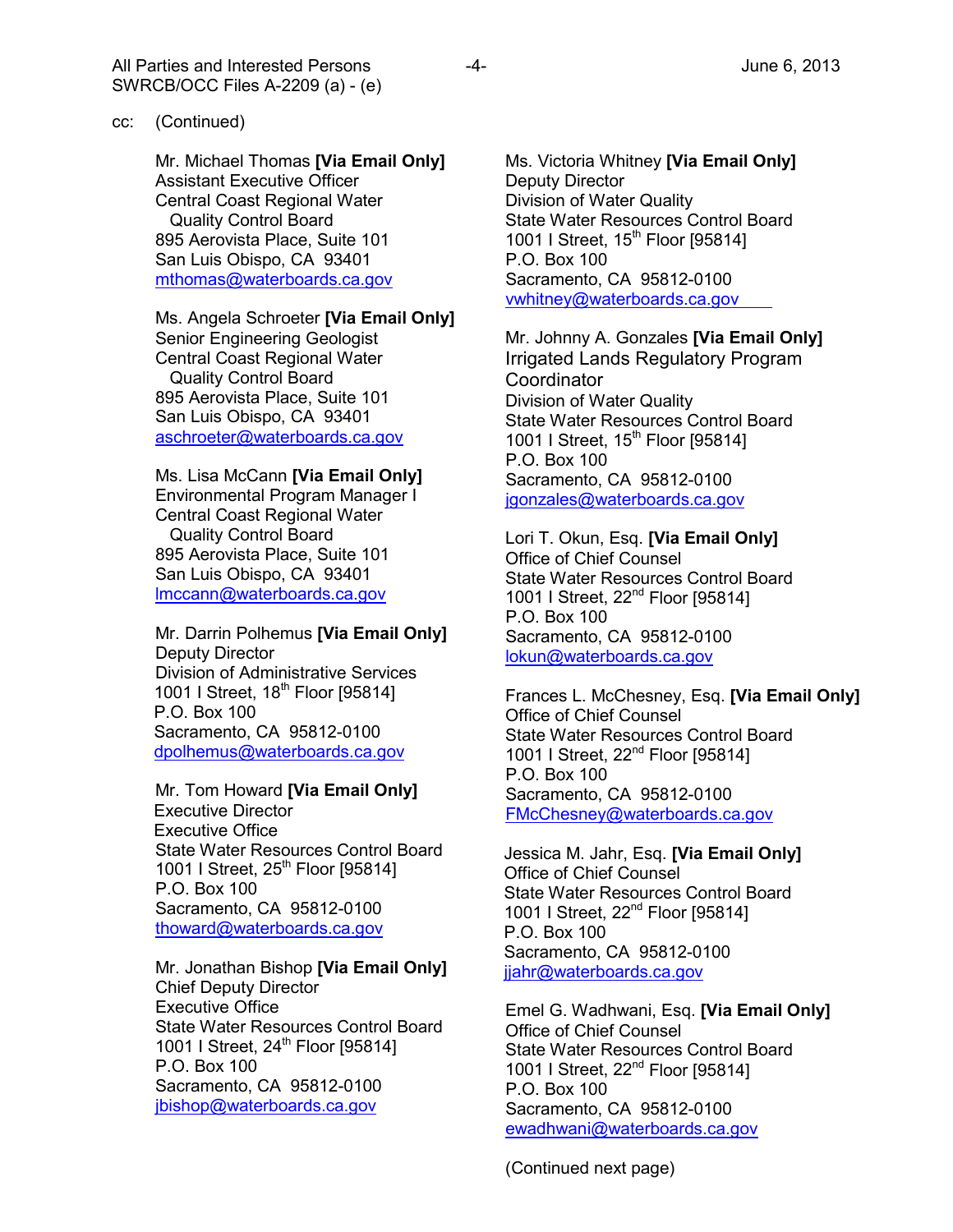cc: (Continued)

Mr. Michael Thomas **[Via Email Only]**
Assistant Executive Officer
Central Coast Regional Water Quality Control Board
895 Aerovista Place, Suite 101
San Luis Obispo, CA 93401
mthomas@waterboards.ca.gov

Ms. Angela Schroeter **[Via Email Only]**
Senior Engineering Geologist
Central Coast Regional Water Quality Control Board
895 Aerovista Place, Suite 101
San Luis Obispo, CA 93401
aschroeter@waterboards.ca.gov

Ms. Lisa McCann **[Via Email Only]**
Environmental Program Manager I
Central Coast Regional Water Quality Control Board
895 Aerovista Place, Suite 101
San Luis Obispo, CA 93401
lmccann@waterboards.ca.gov

Mr. Darrin Polhemus **[Via Email Only]**
Deputy Director
Division of Administrative Services
1001 I Street, 18th Floor [95814]
P.O. Box 100
Sacramento, CA 95812-0100
dpolhemus@waterboards.ca.gov

Mr. Tom Howard **[Via Email Only]**
Executive Director
Executive Office
State Water Resources Control Board
1001 I Street, 25th Floor [95814]
P.O. Box 100
Sacramento, CA 95812-0100
thoward@waterboards.ca.gov

Mr. Jonathan Bishop **[Via Email Only]**
Chief Deputy Director
Executive Office
State Water Resources Control Board
1001 I Street, 24th Floor [95814]
P.O. Box 100
Sacramento, CA 95812-0100
jbishop@waterboards.ca.gov

Ms. Victoria Whitney **[Via Email Only]**
Deputy Director
Division of Water Quality
State Water Resources Control Board
1001 I Street, 15th Floor [95814]
P.O. Box 100
Sacramento, CA 95812-0100
vwhitney@waterboards.ca.gov

Mr. Johnny A. Gonzales **[Via Email Only]**
Irrigated Lands Regulatory Program Coordinator
Division of Water Quality
State Water Resources Control Board
1001 I Street, 15th Floor [95814]
P.O. Box 100
Sacramento, CA 95812-0100
jgonzales@waterboards.ca.gov

Lori T. Okun, Esq. **[Via Email Only]**
Office of Chief Counsel
State Water Resources Control Board
1001 I Street, 22nd Floor [95814]
P.O. Box 100
Sacramento, CA 95812-0100
lokun@waterboards.ca.gov

Frances L. McChesney, Esq. **[Via Email Only]**
Office of Chief Counsel
State Water Resources Control Board
1001 I Street, 22nd Floor [95814]
P.O. Box 100
Sacramento, CA 95812-0100
FMcChesney@waterboards.ca.gov

Jessica M. Jahr, Esq. **[Via Email Only]**
Office of Chief Counsel
State Water Resources Control Board
1001 I Street, 22nd Floor [95814]
P.O. Box 100
Sacramento, CA 95812-0100
jjahr@waterboards.ca.gov

Emel G. Wadhwani, Esq. **[Via Email Only]**
Office of Chief Counsel
State Water Resources Control Board
1001 I Street, 22nd Floor [95814]
P.O. Box 100
Sacramento, CA 95812-0100
ewadhwani@waterboards.ca.gov

(Continued next page)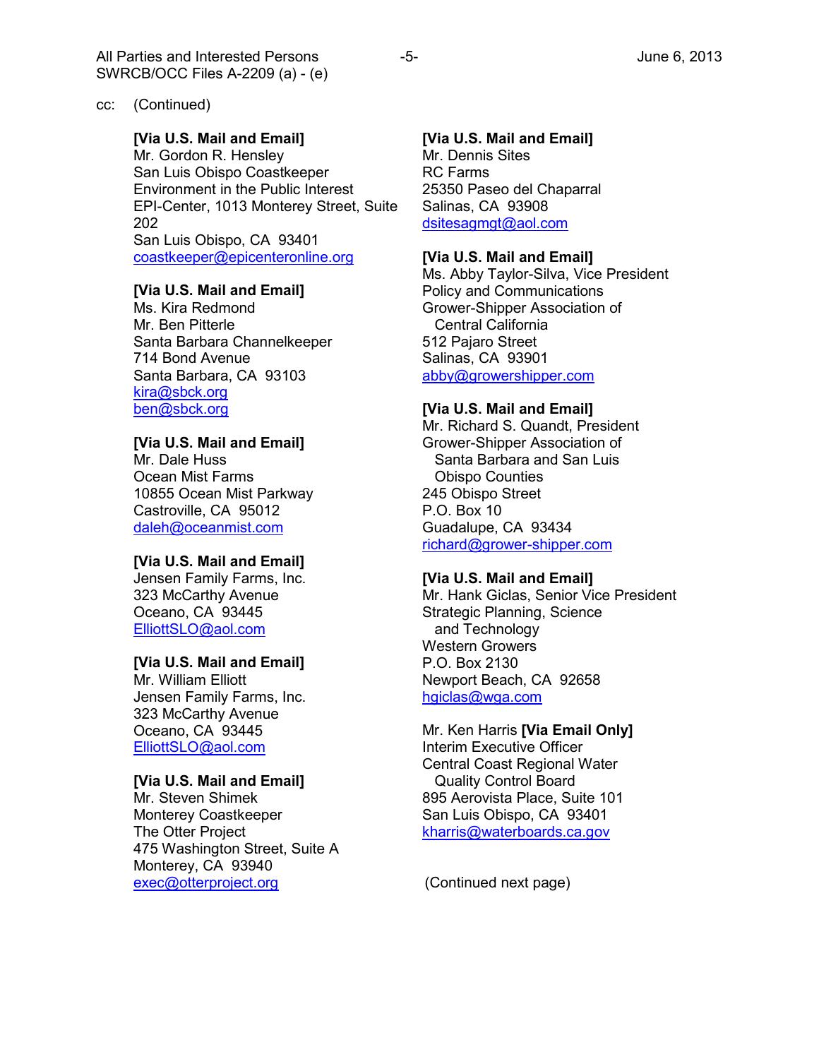cc: (Continued)

**[Via U.S. Mail and Email]**
Mr. Gordon R. Hensley
San Luis Obispo Coastkeeper
Environment in the Public Interest
EPI-Center, 1013 Monterey Street, Suite 202
San Luis Obispo, CA 93401
coastkeeper@epicenteronline.org

**[Via U.S. Mail and Email]**
Ms. Kira Redmond
Mr. Ben Pitterle
Santa Barbara Channelkeeper
714 Bond Avenue
Santa Barbara, CA 93103
kira@sbck.org
ben@sbck.org

**[Via U.S. Mail and Email]**
Mr. Dale Huss
Ocean Mist Farms
10855 Ocean Mist Parkway
Castroville, CA 95012
daleh@oceanmist.com

**[Via U.S. Mail and Email]**
Jensen Family Farms, Inc.
323 McCarthy Avenue
Oceano, CA 93445
ElliottSLO@aol.com

**[Via U.S. Mail and Email]**
Mr. William Elliott
Jensen Family Farms, Inc.
323 McCarthy Avenue
Oceano, CA 93445
ElliottSLO@aol.com

**[Via U.S. Mail and Email]**
Mr. Steven Shimek
Monterey Coastkeeper
The Otter Project
475 Washington Street, Suite A
Monterey, CA 93940
exec@otterproject.org

**[Via U.S. Mail and Email]**
Mr. Dennis Sites
RC Farms
25350 Paseo del Chaparral
Salinas, CA 93908
dsitesagmgt@aol.com

**[Via U.S. Mail and Email]**
Ms. Abby Taylor-Silva, Vice President
Policy and Communications
Grower-Shipper Association of Central California
512 Pajaro Street
Salinas, CA 93901
abby@growershipper.com

**[Via U.S. Mail and Email]**
Mr. Richard S. Quandt, President
Grower-Shipper Association of Santa Barbara and San Luis Obispo Counties
245 Obispo Street
P.O. Box 10
Guadalupe, CA 93434
richard@grower-shipper.com

**[Via U.S. Mail and Email]**
Mr. Hank Giclas, Senior Vice President
Strategic Planning, Science and Technology
Western Growers
P.O. Box 2130
Newport Beach, CA 92658
hgiclas@wga.com

Mr. Ken Harris **[Via Email Only]**
Interim Executive Officer
Central Coast Regional Water Quality Control Board
895 Aerovista Place, Suite 101
San Luis Obispo, CA 93401
kharris@waterboards.ca.gov

(Continued next page)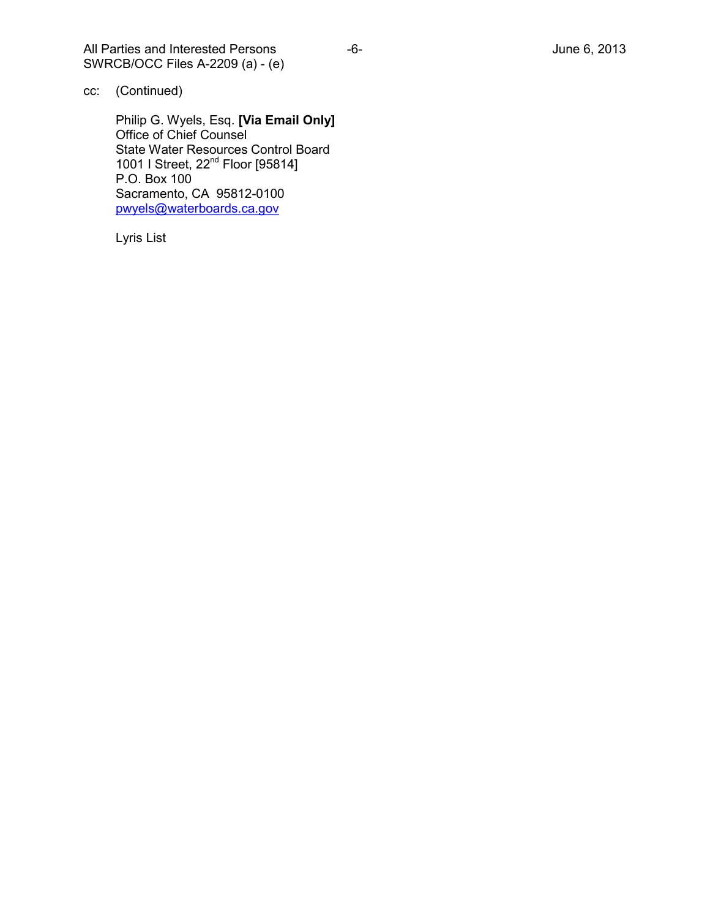cc: (Continued)

Philip G. Wyels, Esq. **[Via Email Only]**
Office of Chief Counsel
State Water Resources Control Board
1001 I Street, 22nd Floor [95814]
P.O. Box 100
Sacramento, CA 95812-0100
pwyels@waterboards.ca.gov

Lyris List